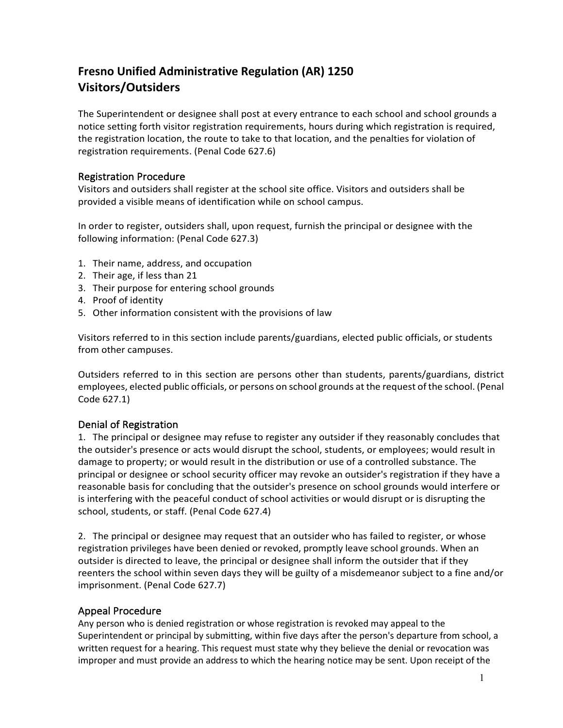# Fresno Unified Administrative Regulation (AR) 1250
# Visitors/Outsiders

The Superintendent or designee shall post at every entrance to each school and school grounds a notice setting forth visitor registration requirements, hours during which registration is required, the registration location, the route to take to that location, and the penalties for violation of registration requirements. (Penal Code 627.6)

## Registration Procedure

Visitors and outsiders shall register at the school site office. Visitors and outsiders shall be provided a visible means of identification while on school campus.

In order to register, outsiders shall, upon request, furnish the principal or designee with the following information: (Penal Code 627.3)

1. Their name, address, and occupation
2. Their age, if less than 21
3. Their purpose for entering school grounds
4. Proof of identity
5. Other information consistent with the provisions of law

Visitors referred to in this section include parents/guardians, elected public officials, or students from other campuses.

Outsiders referred to in this section are persons other than students, parents/guardians, district employees, elected public officials, or persons on school grounds at the request of the school. (Penal Code 627.1)

## Denial of Registration

1. The principal or designee may refuse to register any outsider if they reasonably concludes that the outsider's presence or acts would disrupt the school, students, or employees; would result in damage to property; or would result in the distribution or use of a controlled substance. The principal or designee or school security officer may revoke an outsider's registration if they have a reasonable basis for concluding that the outsider's presence on school grounds would interfere or is interfering with the peaceful conduct of school activities or would disrupt or is disrupting the school, students, or staff. (Penal Code 627.4)

2. The principal or designee may request that an outsider who has failed to register, or whose registration privileges have been denied or revoked, promptly leave school grounds. When an outsider is directed to leave, the principal or designee shall inform the outsider that if they reenters the school within seven days they will be guilty of a misdemeanor subject to a fine and/or imprisonment. (Penal Code 627.7)

## Appeal Procedure

Any person who is denied registration or whose registration is revoked may appeal to the Superintendent or principal by submitting, within five days after the person's departure from school, a written request for a hearing. This request must state why they believe the denial or revocation was improper and must provide an address to which the hearing notice may be sent. Upon receipt of the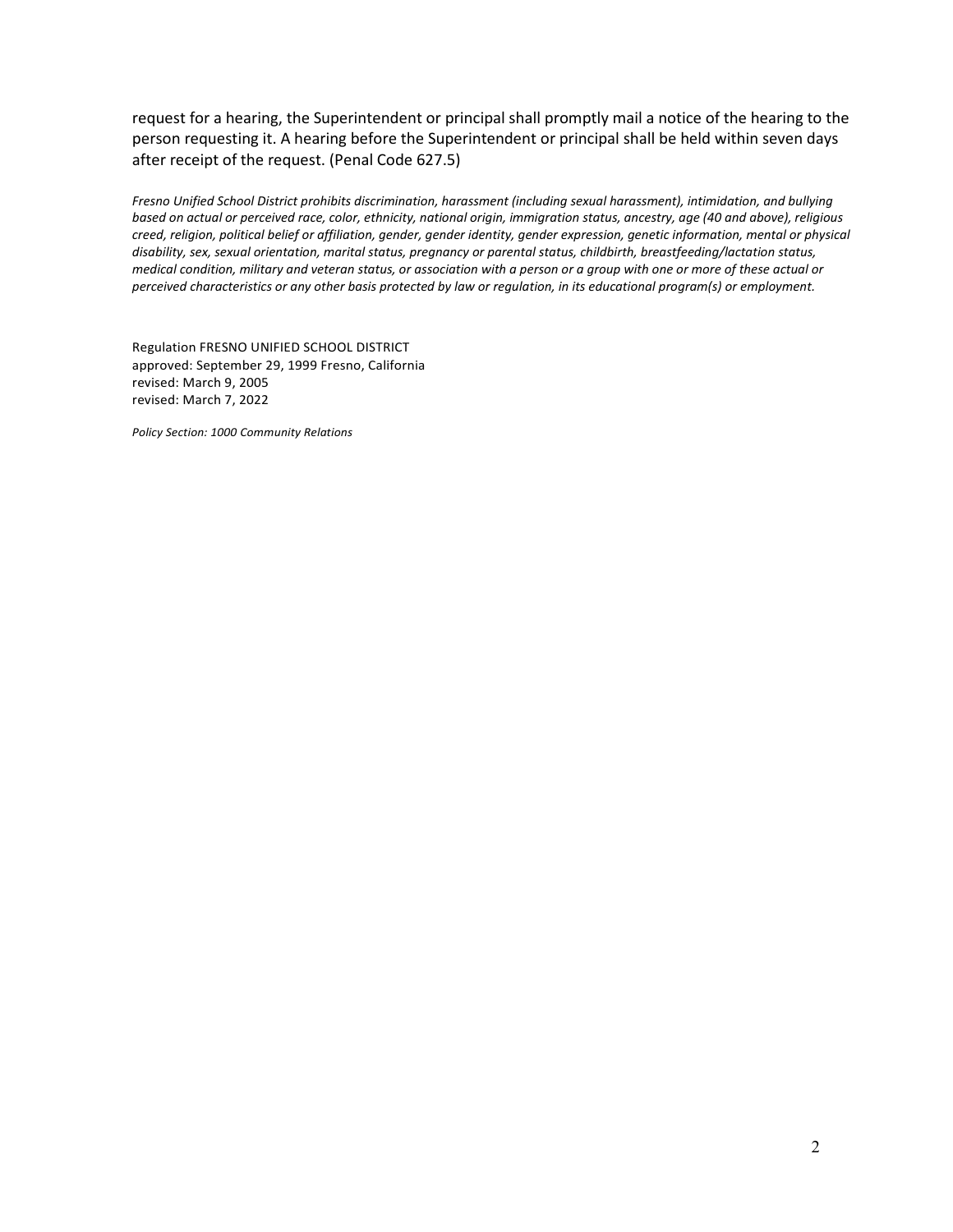request for a hearing, the Superintendent or principal shall promptly mail a notice of the hearing to the person requesting it. A hearing before the Superintendent or principal shall be held within seven days after receipt of the request. (Penal Code 627.5)

*Fresno Unified School District prohibits discrimination, harassment (including sexual harassment), intimidation, and bullying based on actual or perceived race, color, ethnicity, national origin, immigration status, ancestry, age (40 and above), religious creed, religion, political belief or affiliation, gender, gender identity, gender expression, genetic information, mental or physical disability, sex, sexual orientation, marital status, pregnancy or parental status, childbirth, breastfeeding/lactation status, medical condition, military and veteran status, or association with a person or a group with one or more of these actual or perceived characteristics or any other basis protected by law or regulation, in its educational program(s) or employment.*

Regulation FRESNO UNIFIED SCHOOL DISTRICT
approved: September 29, 1999 Fresno, California
revised: March 9, 2005
revised: March 7, 2022

*Policy Section: 1000 Community Relations*